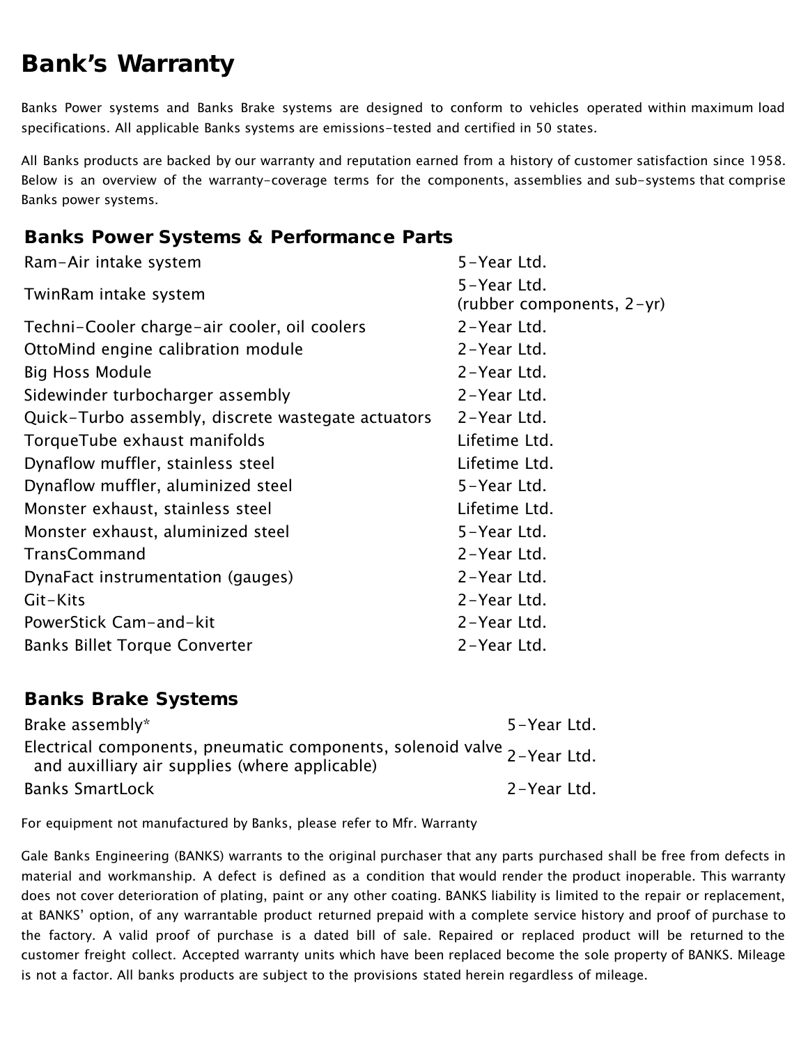# Bank's Warranty

Banks Power systems and Banks Brake systems are designed to conform to vehicles operated within maximum load specifications. All applicable Banks systems are emissions-tested and certified in 50 states.

All Banks products are backed by our warranty and reputation earned from a history of customer satisfaction since 1958. Below is an overview of the warranty-coverage terms for the components, assemblies and sub-systems that comprise Banks power systems.

## Banks Power Systems & Performance Parts

| | |
|---|---|
| Ram-Air intake system | 5-Year Ltd. |
| TwinRam intake system | 5-Year Ltd. (rubber components, 2-yr) |
| Techni-Cooler charge-air cooler, oil coolers | 2-Year Ltd. |
| OttoMind engine calibration module | 2-Year Ltd. |
| Big Hoss Module | 2-Year Ltd. |
| Sidewinder turbocharger assembly | 2-Year Ltd. |
| Quick-Turbo assembly, discrete wastegate actuators | 2-Year Ltd. |
| TorqueTube exhaust manifolds | Lifetime Ltd. |
| Dynaflow muffler, stainless steel | Lifetime Ltd. |
| Dynaflow muffler, aluminized steel | 5-Year Ltd. |
| Monster exhaust, stainless steel | Lifetime Ltd. |
| Monster exhaust, aluminized steel | 5-Year Ltd. |
| TransCommand | 2-Year Ltd. |
| DynaFact instrumentation (gauges) | 2-Year Ltd. |
| Git-Kits | 2-Year Ltd. |
| PowerStick Cam-and-kit | 2-Year Ltd. |
| Banks Billet Torque Converter | 2-Year Ltd. |

## Banks Brake Systems

| | |
|---|---|
| Brake assembly* | 5-Year Ltd. |
| Electrical components, pneumatic components, solenoid valve and auxilliary air supplies (where applicable) | 2-Year Ltd. |
| Banks SmartLock | 2-Year Ltd. |

For equipment not manufactured by Banks, please refer to Mfr. Warranty

Gale Banks Engineering (BANKS) warrants to the original purchaser that any parts purchased shall be free from defects in material and workmanship. A defect is defined as a condition that would render the product inoperable. This warranty does not cover deterioration of plating, paint or any other coating. BANKS liability is limited to the repair or replacement, at BANKS' option, of any warrantable product returned prepaid with a complete service history and proof of purchase to the factory. A valid proof of purchase is a dated bill of sale. Repaired or replaced product will be returned to the customer freight collect. Accepted warranty units which have been replaced become the sole property of BANKS. Mileage is not a factor. All banks products are subject to the provisions stated herein regardless of mileage.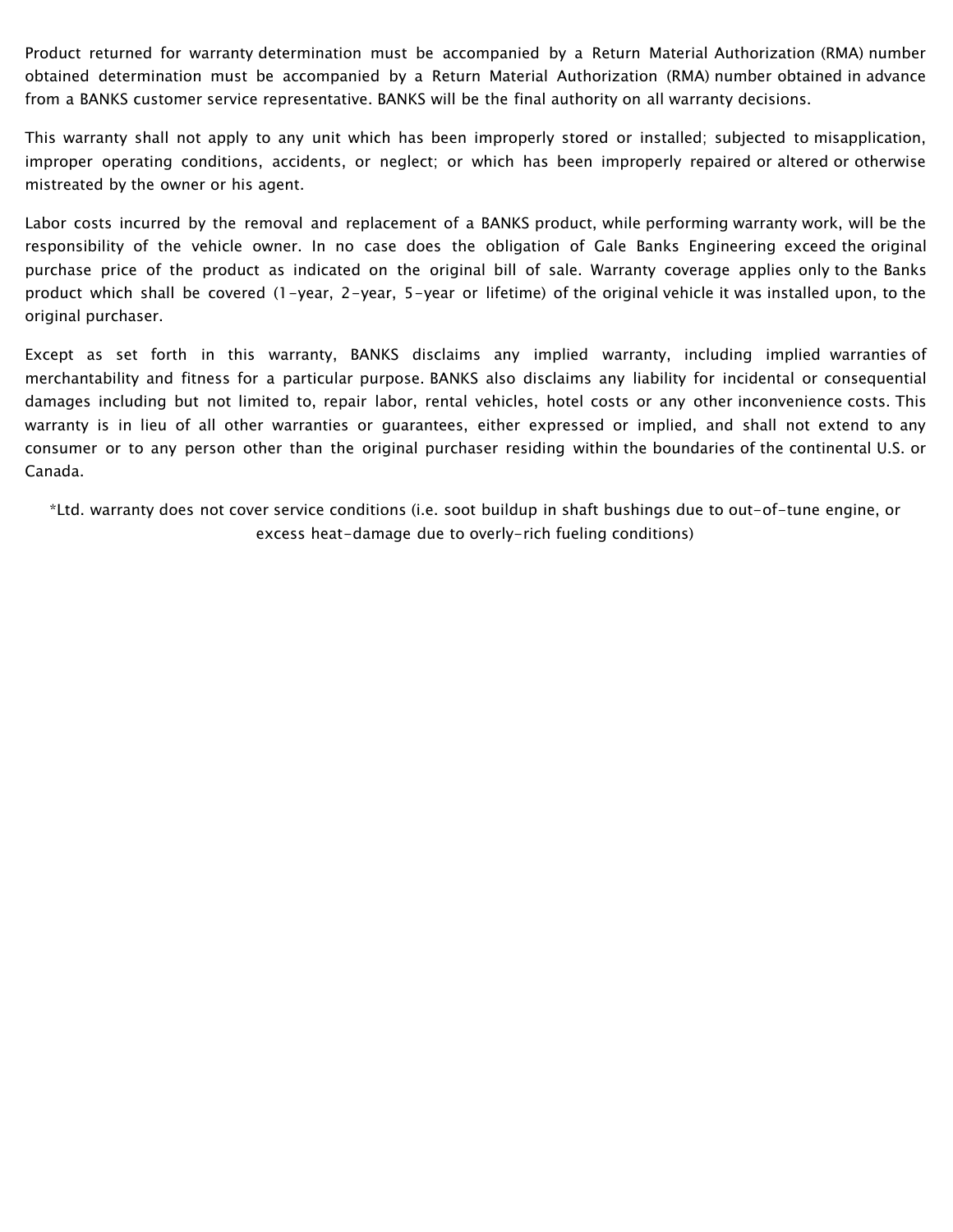Product returned for warranty determination must be accompanied by a Return Material Authorization (RMA) number obtained determination must be accompanied by a Return Material Authorization (RMA) number obtained in advance from a BANKS customer service representative. BANKS will be the final authority on all warranty decisions.

This warranty shall not apply to any unit which has been improperly stored or installed; subjected to misapplication, improper operating conditions, accidents, or neglect; or which has been improperly repaired or altered or otherwise mistreated by the owner or his agent.

Labor costs incurred by the removal and replacement of a BANKS product, while performing warranty work, will be the responsibility of the vehicle owner. In no case does the obligation of Gale Banks Engineering exceed the original purchase price of the product as indicated on the original bill of sale. Warranty coverage applies only to the Banks product which shall be covered (1-year, 2-year, 5-year or lifetime) of the original vehicle it was installed upon, to the original purchaser.

Except as set forth in this warranty, BANKS disclaims any implied warranty, including implied warranties of merchantability and fitness for a particular purpose. BANKS also disclaims any liability for incidental or consequential damages including but not limited to, repair labor, rental vehicles, hotel costs or any other inconvenience costs. This warranty is in lieu of all other warranties or guarantees, either expressed or implied, and shall not extend to any consumer or to any person other than the original purchaser residing within the boundaries of the continental U.S. or Canada.

*Ltd. warranty does not cover service conditions (i.e. soot buildup in shaft bushings due to out-of-tune engine, or excess heat-damage due to overly-rich fueling conditions)